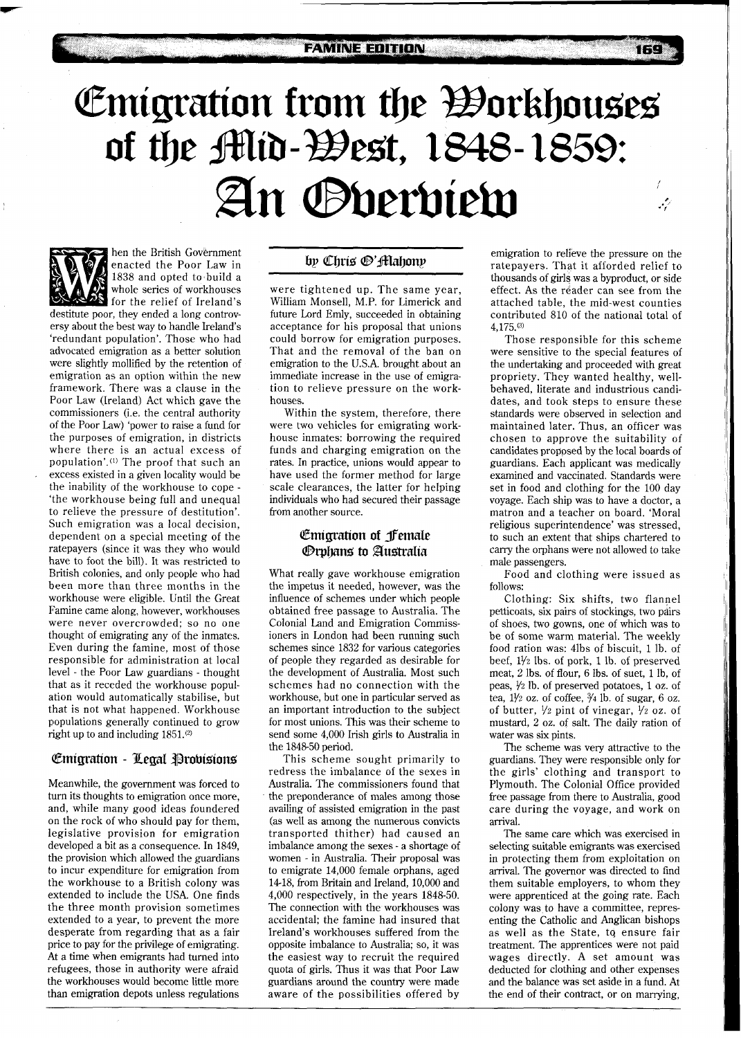# Emigration from the Workhouses of the Mid-West, 1848-1859: An Overview

by Chris O'Mahony

When the British Government enacted the Poor Law in 1838 and opted to build a whole series of workhouses for the relief of Ireland's destitute poor, they ended a long controversy about the best way to handle Ireland's 'redundant population'. Those who had advocated emigration as a better solution were slightly mollified by the retention of emigration as an option within the new framework. There was a clause in the Poor Law (Ireland) Act which gave the commissioners (i.e. the central authority of the Poor Law) 'power to raise a fund for the purposes of emigration, in districts where there is an actual excess of population'.[1] The proof that such an excess existed in a given locality would be the inability of the workhouse to cope - 'the workhouse being full and unequal to relieve the pressure of destitution'. Such emigration was a local decision, dependent on a special meeting of the ratepayers (since it was they who would have to foot the bill). It was restricted to British colonies, and only people who had been more than three months in the workhouse were eligible. Until the Great Famine came along, however, workhouses were never overcrowded; so no one thought of emigrating any of the inmates. Even during the famine, most of those responsible for administration at local level - the Poor Law guardians - thought that as it receded the workhouse population would automatically stabilise, but that is not what happened. Workhouse populations generally continued to grow right up to and including 1851.[2]

## Emigration - Legal Provisions

Meanwhile, the government was forced to turn its thoughts to emigration once more, and, while many good ideas foundered on the rock of who should pay for them, legislative provision for emigration developed a bit as a consequence. In 1849, the provision which allowed the guardians to incur expenditure for emigration from the workhouse to a British colony was extended to include the USA. One finds the three month provision sometimes extended to a year, to prevent the more desperate from regarding that as a fair price to pay for the privilege of emigrating. At a time when emigrants had turned into refugees, those in authority were afraid the workhouses would become little more than emigration depots unless regulations were tightened up. The same year, William Monsell, M.P. for Limerick and future Lord Emly, succeeded in obtaining acceptance for his proposal that unions could borrow for emigration purposes. That and the removal of the ban on emigration to the U.S.A. brought about an immediate increase in the use of emigration to relieve pressure on the workhouses.

Within the system, therefore, there were two vehicles for emigrating workhouse inmates: borrowing the required funds and charging emigration on the rates. In practice, unions would appear to have used the former method for large scale clearances, the latter for helping individuals who had secured their passage from another source.

## Emigration of Female Orphans to Australia

What really gave workhouse emigration the impetus it needed, however, was the influence of schemes under which people obtained free passage to Australia. The Colonial Land and Emigration Commissioners in London had been running such schemes since 1832 for various categories of people they regarded as desirable for the development of Australia. Most such schemes had no connection with the workhouse, but one in particular served as an important introduction to the subject for most unions. This was their scheme to send some 4,000 Irish girls to Australia in the 1848-50 period.

This scheme sought primarily to redress the imbalance of the sexes in Australia. The commissioners found that the preponderance of males among those availing of assisted emigration in the past (as well as among the numerous convicts transported thither) had caused an imbalance among the sexes - a shortage of women - in Australia. Their proposal was to emigrate 14,000 female orphans, aged 14-18, from Britain and Ireland, 10,000 and 4,000 respectively, in the years 1848-50. The connection with the workhouses was accidental; the famine had insured that Ireland's workhouses suffered from the opposite imbalance to Australia; so, it was the easiest way to recruit the required quota of girls. Thus it was that Poor Law guardians around the country were made aware of the possibilities offered by emigration to relieve the pressure on the ratepayers. That it afforded relief to thousands of girls was a byproduct, or side effect. As the reader can see from the attached table, the mid-west counties contributed 810 of the national total of 4,175.[3]

Those responsible for this scheme were sensitive to the special features of the undertaking and proceeded with great propriety. They wanted healthy, well-behaved, literate and industrious candidates, and took steps to ensure these standards were observed in selection and maintained later. Thus, an officer was chosen to approve the suitability of candidates proposed by the local boards of guardians. Each applicant was medically examined and vaccinated. Standards were set in food and clothing for the 100 day voyage. Each ship was to have a doctor, a matron and a teacher on board. 'Moral religious superintendence' was stressed, to such an extent that ships chartered to carry the orphans were not allowed to take male passengers.

Food and clothing were issued as follows:

Clothing: Six shifts, two flannel petticoats, six pairs of stockings, two pairs of shoes, two gowns, one of which was to be of some warm material. The weekly food ration was: 4lbs of biscuit, 1 lb. of beef, 1½ lbs. of pork, 1 lb. of preserved meat, 2 lbs. of flour, 6 lbs. of suet, 1 lb, of peas, ½ lb. of preserved potatoes, 1 oz. of tea, 1½ oz. of coffee, ¾ lb. of sugar, 6 oz. of butter, ½ pint of vinegar, ½ oz. of mustard, 2 oz. of salt. The daily ration of water was six pints.

The scheme was very attractive to the guardians. They were responsible only for the girls' clothing and transport to Plymouth. The Colonial Office provided free passage from there to Australia, good care during the voyage, and work on arrival.

The same care which was exercised in selecting suitable emigrants was exercised in protecting them from exploitation on arrival. The governor was directed to find them suitable employers, to whom they were apprenticed at the going rate. Each colony was to have a committee, representing the Catholic and Anglican bishops as well as the State, to ensure fair treatment. The apprentices were not paid wages directly. A set amount was deducted for clothing and other expenses and the balance was set aside in a fund. At the end of their contract, or on marrying,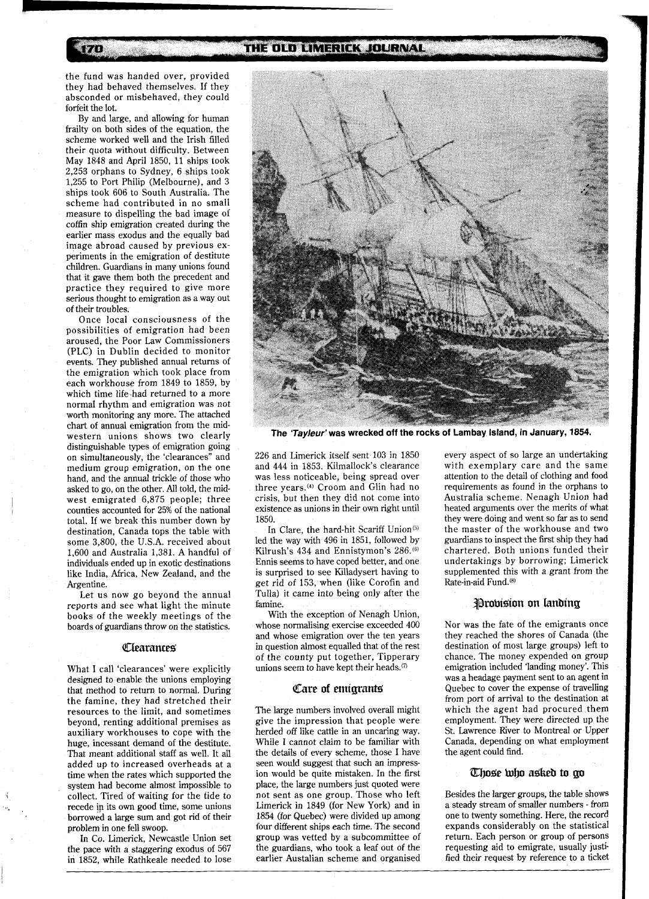the fund was handed over, provided they had behaved themselves. If they absconded or misbehaved, they could forfeit the lot.

By and large, and allowing for human frailty on both sides of the equation, the scheme worked well and the Irish filled their quota without difficulty. Between May 1848 and April 1850, 11 ships took 2,253 orphans to Sydney, 6 ships took 1,255 to Port Philip (Melbourne), and 3 ships took 606 to South Australia. The scheme had contributed in no small measure to dispelling the bad image of coffin ship emigration created during the earlier mass exodus and the equally bad image abroad caused by previous experiments in the emigration of destitute children. Guardians in many unions found that it gave them both the precedent and practice they required to give more serious thought to emigration as a way out of their troubles.

Once local consciousness of the possibilities of emigration had been aroused, the Poor Law Commissioners (PLC) in Dublin decided to monitor events. They published annual returns of the emigration which took place from each workhouse from 1849 to 1859, by which time life had returned to a more normal rhythm and emigration was not worth monitoring any more. The attached chart of annual emigration from the mid-western unions shows two clearly distinguishable types of emigration going on simultaneously, the 'clearances" and medium group emigration, on the one hand, and the annual trickle of those who asked to go, on the other. All told, the mid-west emigrated 6,875 people; three counties accounted for 25% of the national total. If we break this number down by destination, Canada tops the table with some 3,800, the U.S.A. received about 1,600 and Australia 1,381. A handful of individuals ended up in exotic destinations like India, Africa, New Zealand, and the Argentine.

Let us now go beyond the annual reports and see what light the minute books of the weekly meetings of the boards of guardians throw on the statistics.

## Clearances

What I call 'clearances' were explicitly designed to enable the unions employing that method to return to normal. During the famine, they had stretched their resources to the limit, and sometimes beyond, renting additional premises as auxiliary workhouses to cope with the huge, incessant demand of the destitute. That meant additional staff as well. It all added up to increased overheads at a time when the rates which supported the system had become almost impossible to collect. Tired of waiting for the tide to recede in its own good time, some unions borrowed a large sum and got rid of their problem in one fell swoop.

In Co. Limerick, Newcastle Union set the pace with a staggering exodus of 567 in 1852, while Rathkeale needed to lose

The *'Tayleur'* was wrecked off the rocks of Lambay Island, in January, 1854.

226 and Limerick itself sent 103 in 1850 and 444 in 1853. Kilmallock's clearance was less noticeable, being spread over three years.[4] Croom and Glin had no crisis, but then they did not come into existence as unions in their own right until 1850.

In Clare, the hard-hit Scariff Union[5] led the way with 496 in 1851, followed by Kilrush's 434 and Ennistymon's 286.[6] Ennis seems to have coped better, and one is surprised to see Killadysert having to get rid of 153, when (like Corofin and Tulla) it came into being only after the famine.

With the exception of Nenagh Union, whose normalising exercise exceeded 400 and whose emigration over the ten years in question almost equalled that of the rest of the county put together, Tipperary unions seem to have kept their heads.[7]

## Care of emigrants

The large numbers involved overall might give the impression that people were herded off like cattle in an uncaring way. While I cannot claim to be familiar with the details of every scheme, those I have seen would suggest that such an impression would be quite mistaken. In the first place, the large numbers just quoted were not sent as one group. Those who left Limerick in 1849 (for New York) and in 1854 (for Quebec) were divided up among four different ships each time. The second group was vetted by a subcommittee of the guardians, who took a leaf out of the earlier Austalian scheme and organised every aspect of so large an undertaking with exemplary care and the same attention to the detail of clothing and food requirements as found in the orphans to Australia scheme. Nenagh Union had heated arguments over the merits of what they were doing and went so far as to send the master of the workhouse and two guardians to inspect the first ship they had chartered. Both unions funded their undertakings by borrowing; Limerick supplemented this with a grant from the Rate-in-aid Fund.[8]

## Provision on landing

Nor was the fate of the emigrants once they reached the shores of Canada (the destination of most large groups) left to chance. The money expended on group emigration included 'landing money'. This was a headage payment sent to an agent in Quebec to cover the expense of travelling from port of arrival to the destination at which the agent had procured them employment. They were directed up the St. Lawrence River to Montreal or Upper Canada, depending on what employment the agent could find.

## Those who asked to go

Besides the larger groups, the table shows a steady stream of smaller numbers - from one to twenty something. Here, the record expands considerably on the statistical return. Each person or group of persons requesting aid to emigrate, usually justified their request by reference to a ticket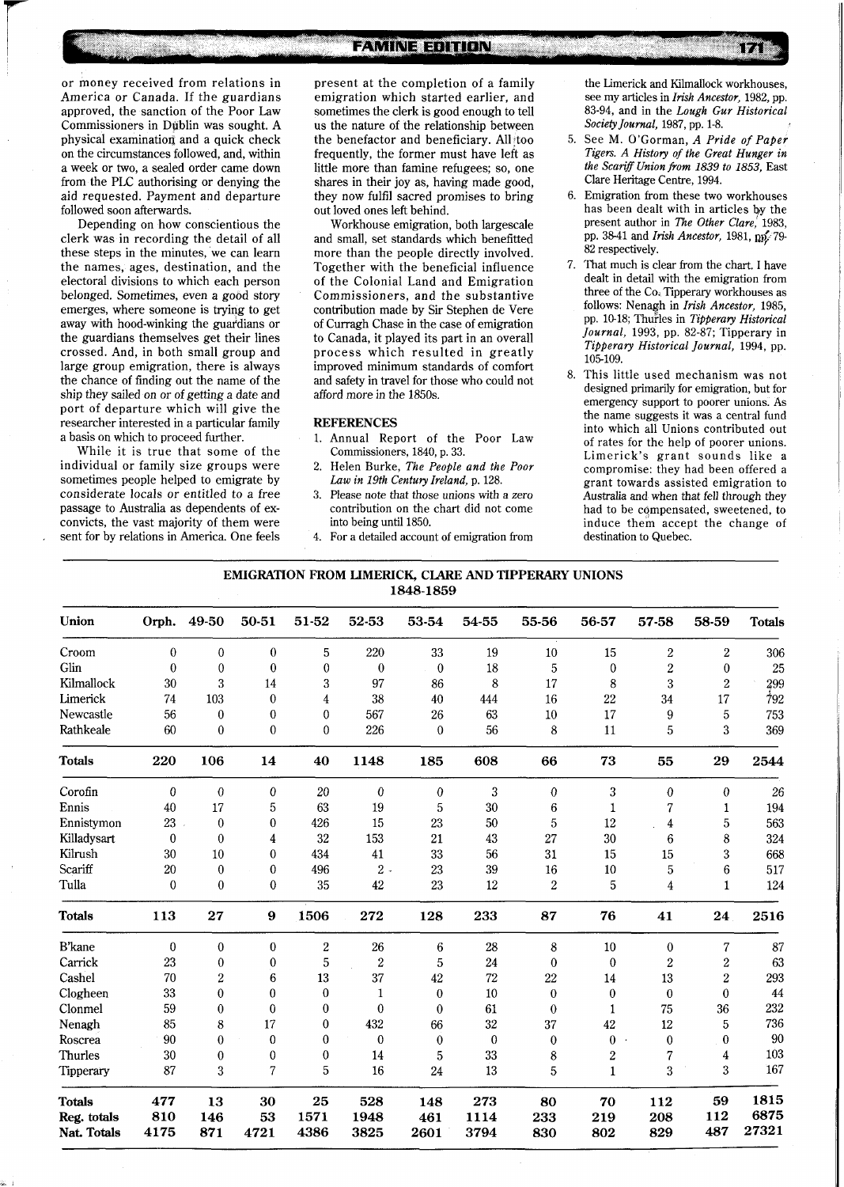or money received from relations in America or Canada. If the guardians approved, the sanction of the Poor Law Commissioners in Dublin was sought. A physical examination and a quick check on the circumstances followed, and, within a week or two, a sealed order came down from the PLC authorising or denying the aid requested. Payment and departure followed soon afterwards.

Depending on how conscientious the clerk was in recording the detail of all these steps in the minutes, we can learn the names, ages, destination, and the electoral divisions to which each person belonged. Sometimes, even a good story emerges, where someone is trying to get away with hood-winking the guardians or the guardians themselves get their lines crossed. And, in both small group and large group emigration, there is always the chance of finding out the name of the ship they sailed on or of getting a date and port of departure which will give the researcher interested in a particular family a basis on which to proceed further.

While it is true that some of the individual or family size groups were sometimes people helped to emigrate by considerate locals or entitled to a free passage to Australia as dependents of ex-convicts, the vast majority of them were sent for by relations in America. One feels present at the completion of a family emigration which started earlier, and sometimes the clerk is good enough to tell us the nature of the relationship between the benefactor and beneficiary. All too frequently, the former must have left as little more than famine refugees; so, one shares in their joy as, having made good, they now fulfil sacred promises to bring out loved ones left behind.

Workhouse emigration, both largescale and small, set standards which benefitted more than the people directly involved. Together with the beneficial influence of the Colonial Land and Emigration Commissioners, and the substantive contribution made by Sir Stephen de Vere of Curragh Chase in the case of emigration to Canada, it played its part in an overall process which resulted in greatly improved minimum standards of comfort and safety in travel for those who could not afford more in the 1850s.

## REFERENCES

1. Annual Report of the Poor Law Commissioners, 1840, p. 33.
2. Helen Burke, *The People and the Poor Law in 19th Century Ireland*, p. 128.
3. Please note that those unions with a zero contribution on the chart did not come into being until 1850.
4. For a detailed account of emigration from the Limerick and Kilmallock workhouses, see my articles in *Irish Ancestor*, 1982, pp. 83-94, and in the *Lough Gur Historical Society Journal*, 1987, pp. 1-8.
5. See M. O'Gorman, *A Pride of Paper Tigers. A History of the Great Hunger in the Scariff Union from 1839 to 1853*, East Clare Heritage Centre, 1994.
6. Emigration from these two workhouses has been dealt with in articles by the present author in *The Other Clare*, 1983, pp. 38-41 and *Irish Ancestor*, 1981, pp. 79-82 respectively.
7. That much is clear from the chart. I have dealt in detail with the emigration from three of the Co. Tipperary workhouses as follows: Nenagh in *Irish Ancestor*, 1985, pp. 10-18; Thurles in *Tipperary Historical Journal*, 1993, pp. 82-87; Tipperary in *Tipperary Historical Journal*, 1994, pp. 105-109.
8. This little used mechanism was not designed primarily for emigration, but for emergency support to poorer unions. As the name suggests it was a central fund into which all Unions contributed out of rates for the help of poorer unions. Limerick's grant sounds like a compromise: they had been offered a grant towards assisted emigration to Australia and when that fell through they had to be compensated, sweetened, to induce them accept the change of destination to Quebec.

## EMIGRATION FROM LIMERICK, CLARE AND TIPPERARY UNIONS 1848-1859

| Union | Orph. | 49-50 | 50-51 | 51-52 | 52-53 | 53-54 | 54-55 | 55-56 | 56-57 | 57-58 | 58-59 | Totals |
|---|---|---|---|---|---|---|---|---|---|---|---|---|
| Croom | 0 | 0 | 0 | 5 | 220 | 33 | 19 | 10 | 15 | 2 | 2 | 306 |
| Glin | 0 | 0 | 0 | 0 | 0 | 0 | 18 | 5 | 0 | 2 | 0 | 25 |
| Kilmallock | 30 | 3 | 14 | 3 | 97 | 86 | 8 | 17 | 8 | 3 | 2 | 299 |
| Limerick | 74 | 103 | 0 | 4 | 38 | 40 | 444 | 16 | 22 | 34 | 17 | 792 |
| Newcastle | 56 | 0 | 0 | 0 | 567 | 26 | 63 | 10 | 17 | 9 | 5 | 753 |
| Rathkeale | 60 | 0 | 0 | 0 | 226 | 0 | 56 | 8 | 11 | 5 | 3 | 369 |
| **Totals** | **220** | **106** | **14** | **40** | **1148** | **185** | **608** | **66** | **73** | **55** | **29** | **2544** |
| Corofin | 0 | 0 | 0 | 20 | 0 | 0 | 3 | 0 | 3 | 0 | 0 | 26 |
| Ennis | 40 | 17 | 5 | 63 | 19 | 5 | 30 | 6 | 1 | 7 | 1 | 194 |
| Ennistymon | 23 | 0 | 0 | 426 | 15 | 23 | 50 | 5 | 12 | 4 | 5 | 563 |
| Killadysart | 0 | 0 | 4 | 32 | 153 | 21 | 43 | 27 | 30 | 6 | 8 | 324 |
| Kilrush | 30 | 10 | 0 | 434 | 41 | 33 | 56 | 31 | 15 | 15 | 3 | 668 |
| Scariff | 20 | 0 | 0 | 496 | 2 | 23 | 39 | 16 | 10 | 5 | 6 | 517 |
| Tulla | 0 | 0 | 0 | 35 | 42 | 23 | 12 | 2 | 5 | 4 | 1 | 124 |
| **Totals** | **113** | **27** | **9** | **1506** | **272** | **128** | **233** | **87** | **76** | **41** | **24** | **2516** |
| B'kane | 0 | 0 | 0 | 2 | 26 | 6 | 28 | 8 | 10 | 0 | 7 | 87 |
| Carrick | 23 | 0 | 0 | 5 | 2 | 5 | 24 | 0 | 0 | 2 | 2 | 63 |
| Cashel | 70 | 2 | 6 | 13 | 37 | 42 | 72 | 22 | 14 | 13 | 2 | 293 |
| Clogheen | 33 | 0 | 0 | 0 | 1 | 0 | 10 | 0 | 0 | 0 | 0 | 44 |
| Clonmel | 59 | 0 | 0 | 0 | 0 | 0 | 61 | 0 | 1 | 75 | 36 | 232 |
| Nenagh | 85 | 8 | 17 | 0 | 432 | 66 | 32 | 37 | 42 | 12 | 5 | 736 |
| Roscrea | 90 | 0 | 0 | 0 | 0 | 0 | 0 | 0 | 0 | 0 | 0 | 90 |
| Thurles | 30 | 0 | 0 | 0 | 14 | 5 | 33 | 8 | 2 | 7 | 4 | 103 |
| Tipperary | 87 | 3 | 7 | 5 | 16 | 24 | 13 | 5 | 1 | 3 | 3 | 167 |
| **Totals** | **477** | **13** | **30** | **25** | **528** | **148** | **273** | **80** | **70** | **112** | **59** | **1815** |
| **Reg. totals** | **810** | **146** | **53** | **1571** | **1948** | **461** | **1114** | **233** | **219** | **208** | **112** | **6875** |
| **Nat. Totals** | **4175** | **871** | **4721** | **4386** | **3825** | **2601** | **3794** | **830** | **802** | **829** | **487** | **27321** |